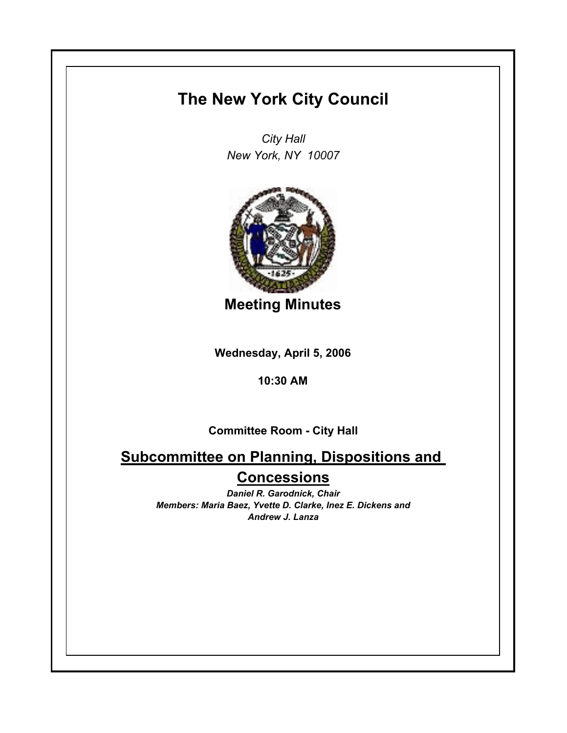# The New York City Council

*City Hall*
*New York, NY 10007*

## Meeting Minutes

**Wednesday, April 5, 2006**

**10:30 AM**

**Committee Room - City Hall**

## Subcommittee on Planning, Dispositions and Concessions

*Daniel R. Garodnick, Chair*
*Members: Maria Baez, Yvette D. Clarke, Inez E. Dickens and Andrew J. Lanza*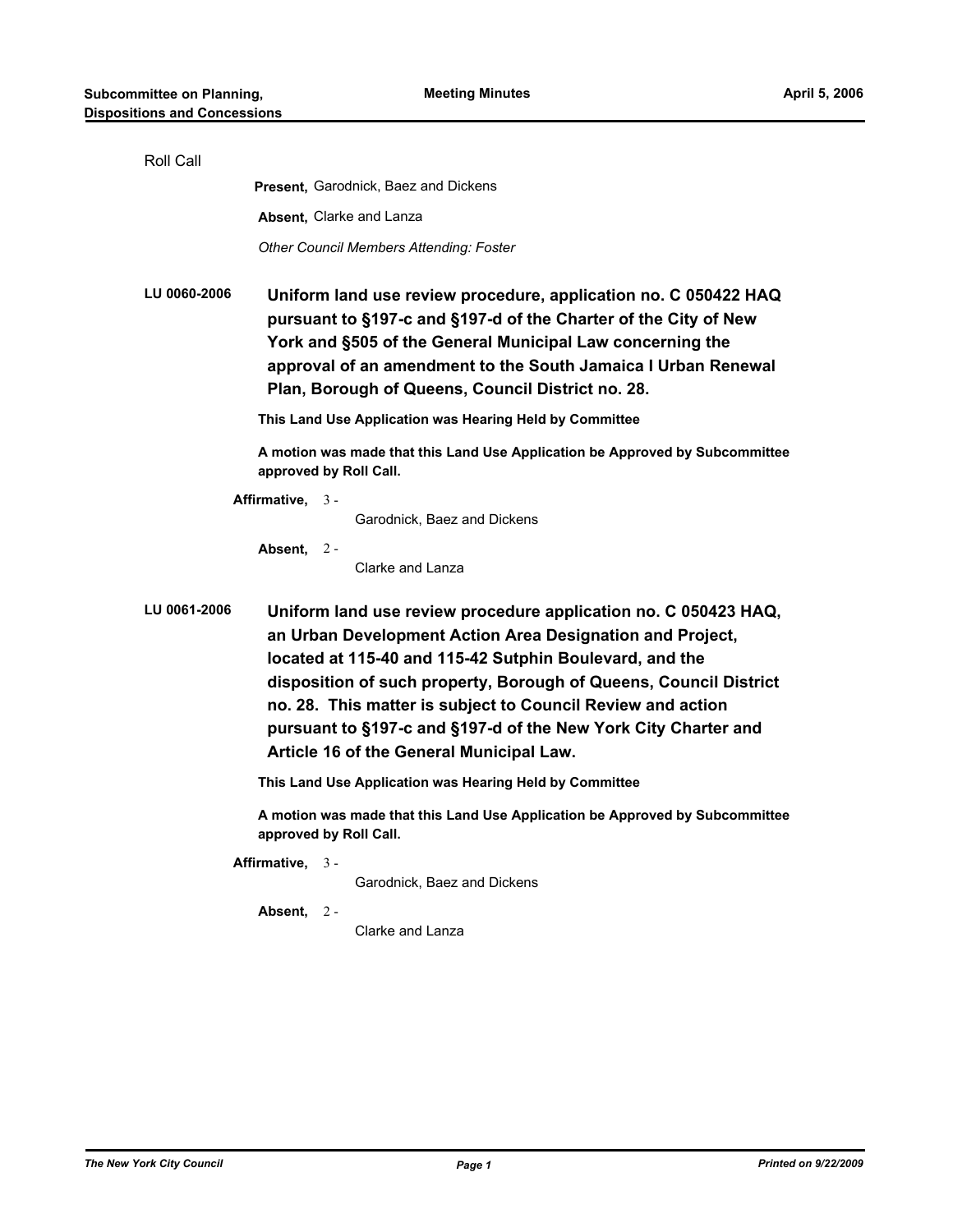Roll Call

**Present,** Garodnick, Baez and Dickens

**Absent,** Clarke and Lanza

*Other Council Members Attending: Foster*

**LU 0060-2006** **Uniform land use review procedure, application no. C 050422 HAQ pursuant to §197-c and §197-d of the Charter of the City of New York and §505 of the General Municipal Law concerning the approval of an amendment to the South Jamaica I Urban Renewal Plan, Borough of Queens, Council District no. 28.**

**This Land Use Application was Hearing Held by Committee**

**A motion was made that this Land Use Application be Approved by Subcommittee approved by Roll Call.**

**Affirmative,** 3 -
Garodnick, Baez and Dickens

**Absent,** 2 -
Clarke and Lanza

**LU 0061-2006** **Uniform land use review procedure application no. C 050423 HAQ, an Urban Development Action Area Designation and Project, located at 115-40 and 115-42 Sutphin Boulevard, and the disposition of such property, Borough of Queens, Council District no. 28. This matter is subject to Council Review and action pursuant to §197-c and §197-d of the New York City Charter and Article 16 of the General Municipal Law.**

**This Land Use Application was Hearing Held by Committee**

**A motion was made that this Land Use Application be Approved by Subcommittee approved by Roll Call.**

**Affirmative,** 3 -
Garodnick, Baez and Dickens

**Absent,** 2 -
Clarke and Lanza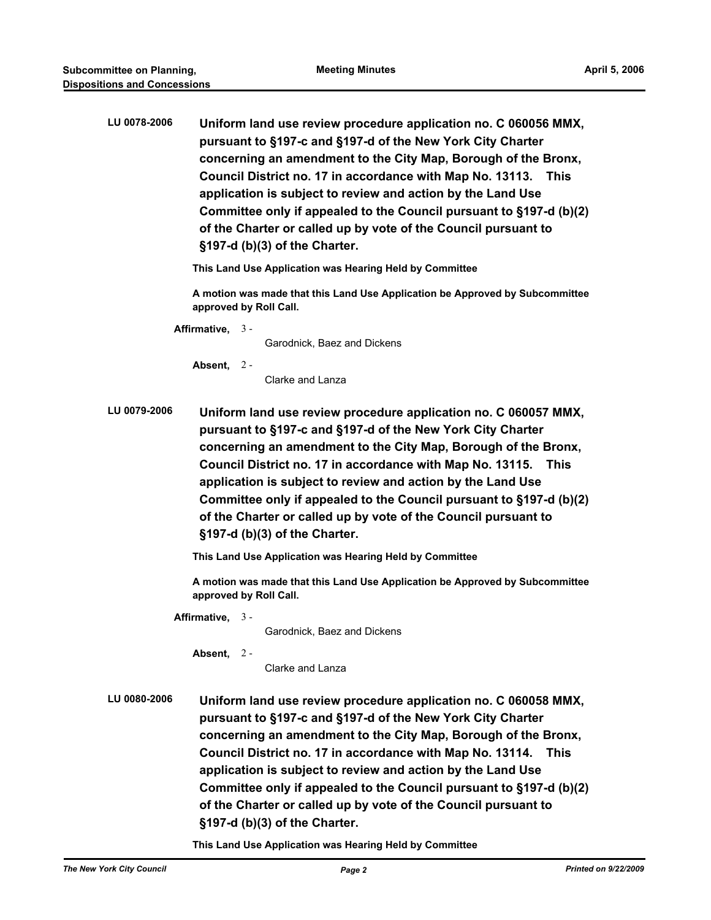**LU 0078-2006** **Uniform land use review procedure application no. C 060056 MMX, pursuant to §197-c and §197-d of the New York City Charter concerning an amendment to the City Map, Borough of the Bronx, Council District no. 17 in accordance with Map No. 13113. This application is subject to review and action by the Land Use Committee only if appealed to the Council pursuant to §197-d (b)(2) of the Charter or called up by vote of the Council pursuant to §197-d (b)(3) of the Charter.**

**This Land Use Application was Hearing Held by Committee**

**A motion was made that this Land Use Application be Approved by Subcommittee approved by Roll Call.**

**Affirmative,** 3 - Garodnick, Baez and Dickens

**Absent,** 2 - Clarke and Lanza

**LU 0079-2006** **Uniform land use review procedure application no. C 060057 MMX, pursuant to §197-c and §197-d of the New York City Charter concerning an amendment to the City Map, Borough of the Bronx, Council District no. 17 in accordance with Map No. 13115. This application is subject to review and action by the Land Use Committee only if appealed to the Council pursuant to §197-d (b)(2) of the Charter or called up by vote of the Council pursuant to §197-d (b)(3) of the Charter.**

**This Land Use Application was Hearing Held by Committee**

**A motion was made that this Land Use Application be Approved by Subcommittee approved by Roll Call.**

**Affirmative,** 3 - Garodnick, Baez and Dickens

**Absent,** 2 - Clarke and Lanza

**LU 0080-2006** **Uniform land use review procedure application no. C 060058 MMX, pursuant to §197-c and §197-d of the New York City Charter concerning an amendment to the City Map, Borough of the Bronx, Council District no. 17 in accordance with Map No. 13114. This application is subject to review and action by the Land Use Committee only if appealed to the Council pursuant to §197-d (b)(2) of the Charter or called up by vote of the Council pursuant to §197-d (b)(3) of the Charter.**

**This Land Use Application was Hearing Held by Committee**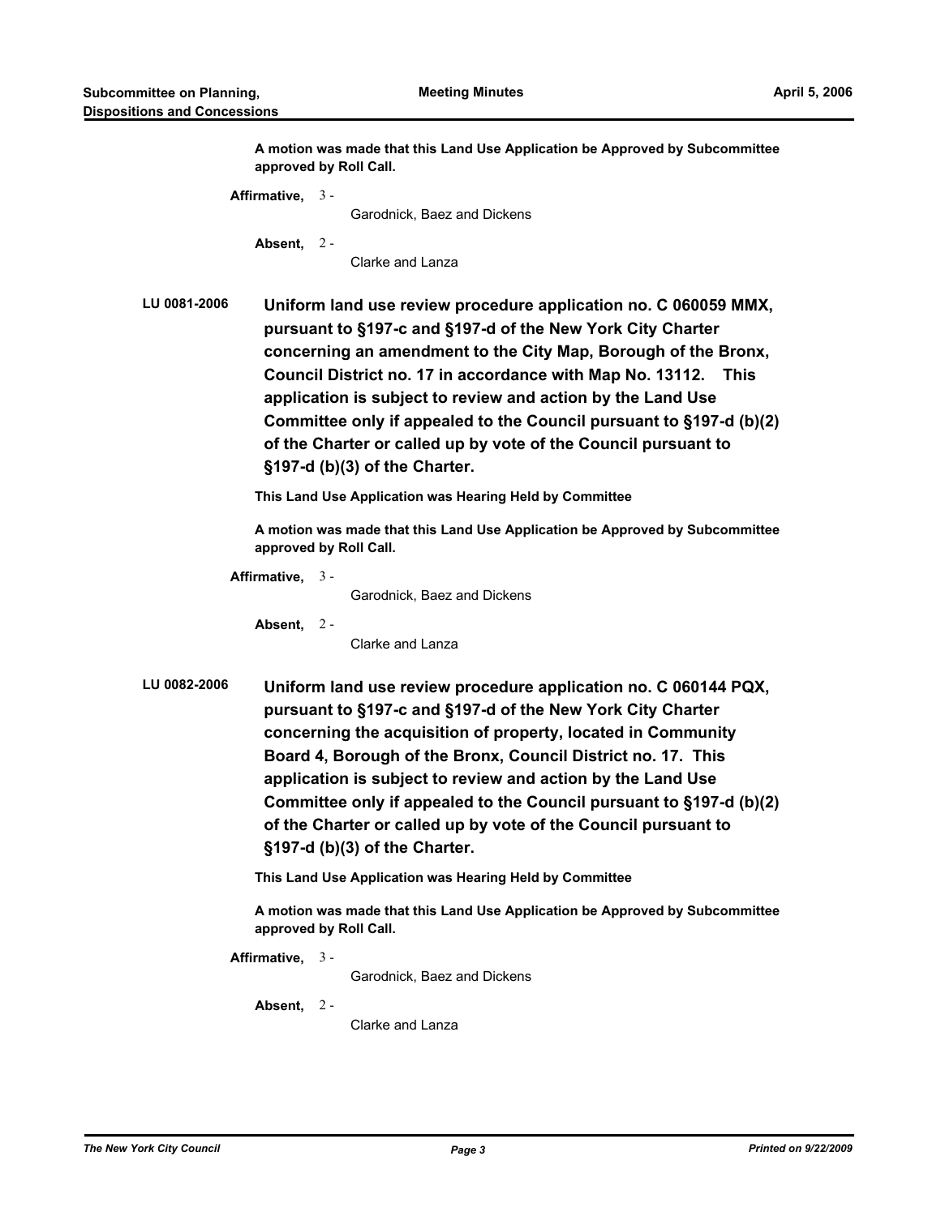**A motion was made that this Land Use Application be Approved by Subcommittee approved by Roll Call.**

**Affirmative,** 3 - Garodnick, Baez and Dickens

**Absent,** 2 - Clarke and Lanza

**LU 0081-2006** **Uniform land use review procedure application no. C 060059 MMX, pursuant to §197-c and §197-d of the New York City Charter concerning an amendment to the City Map, Borough of the Bronx, Council District no. 17 in accordance with Map No. 13112. This application is subject to review and action by the Land Use Committee only if appealed to the Council pursuant to §197-d (b)(2) of the Charter or called up by vote of the Council pursuant to §197-d (b)(3) of the Charter.**

**This Land Use Application was Hearing Held by Committee**

**A motion was made that this Land Use Application be Approved by Subcommittee approved by Roll Call.**

**Affirmative,** 3 - Garodnick, Baez and Dickens

**Absent,** 2 - Clarke and Lanza

**LU 0082-2006** **Uniform land use review procedure application no. C 060144 PQX, pursuant to §197-c and §197-d of the New York City Charter concerning the acquisition of property, located in Community Board 4, Borough of the Bronx, Council District no. 17. This application is subject to review and action by the Land Use Committee only if appealed to the Council pursuant to §197-d (b)(2) of the Charter or called up by vote of the Council pursuant to §197-d (b)(3) of the Charter.**

**This Land Use Application was Hearing Held by Committee**

**A motion was made that this Land Use Application be Approved by Subcommittee approved by Roll Call.**

**Affirmative,** 3 - Garodnick, Baez and Dickens

**Absent,** 2 - Clarke and Lanza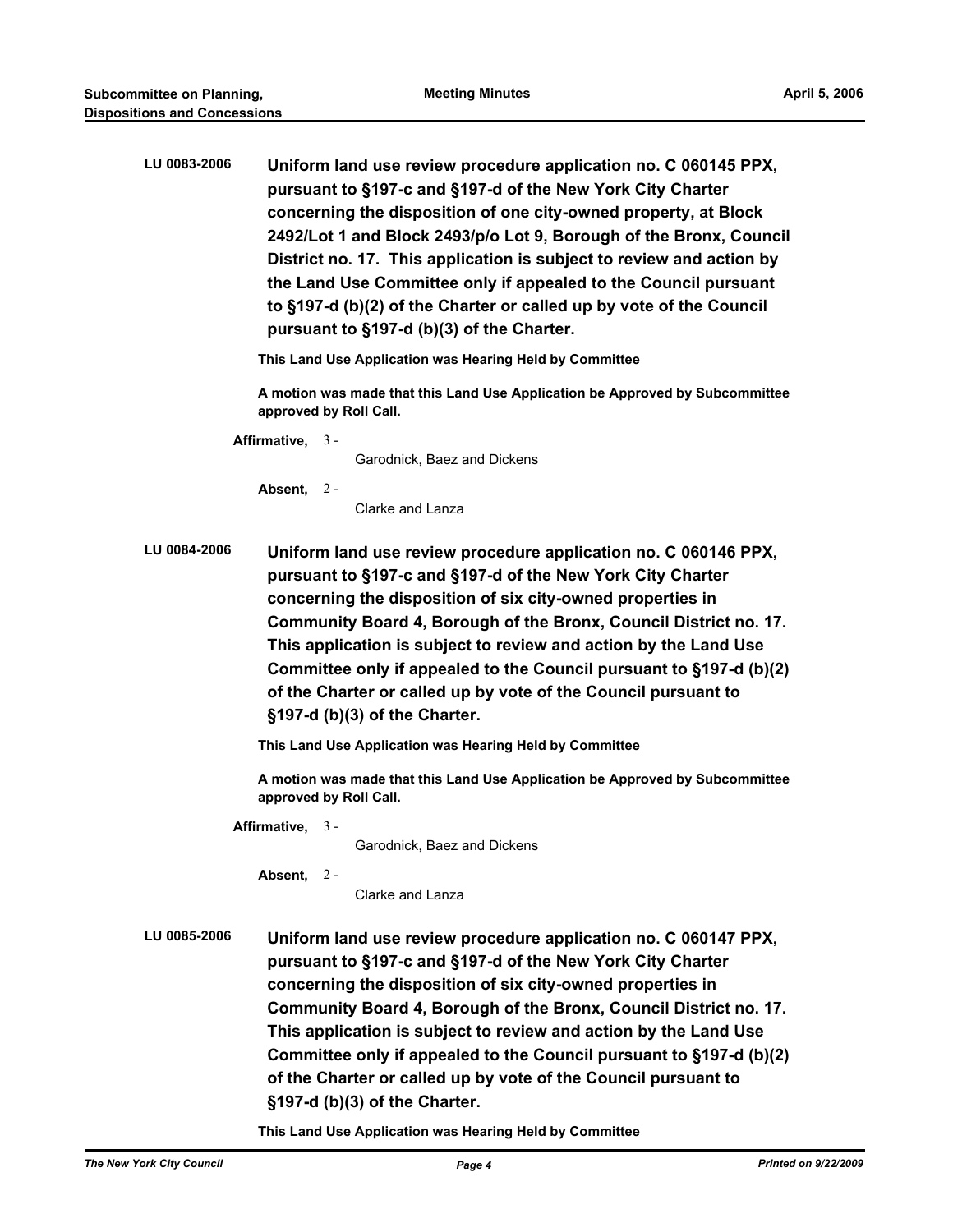**LU 0083-2006** **Uniform land use review procedure application no. C 060145 PPX, pursuant to §197-c and §197-d of the New York City Charter concerning the disposition of one city-owned property, at Block 2492/Lot 1 and Block 2493/p/o Lot 9, Borough of the Bronx, Council District no. 17. This application is subject to review and action by the Land Use Committee only if appealed to the Council pursuant to §197-d (b)(2) of the Charter or called up by vote of the Council pursuant to §197-d (b)(3) of the Charter.**

**This Land Use Application was Hearing Held by Committee**

**A motion was made that this Land Use Application be Approved by Subcommittee approved by Roll Call.**

**Affirmative,** 3 - Garodnick, Baez and Dickens

**Absent,** 2 - Clarke and Lanza

**LU 0084-2006** **Uniform land use review procedure application no. C 060146 PPX, pursuant to §197-c and §197-d of the New York City Charter concerning the disposition of six city-owned properties in Community Board 4, Borough of the Bronx, Council District no. 17. This application is subject to review and action by the Land Use Committee only if appealed to the Council pursuant to §197-d (b)(2) of the Charter or called up by vote of the Council pursuant to §197-d (b)(3) of the Charter.**

**This Land Use Application was Hearing Held by Committee**

**A motion was made that this Land Use Application be Approved by Subcommittee approved by Roll Call.**

**Affirmative,** 3 - Garodnick, Baez and Dickens

**Absent,** 2 - Clarke and Lanza

**LU 0085-2006** **Uniform land use review procedure application no. C 060147 PPX, pursuant to §197-c and §197-d of the New York City Charter concerning the disposition of six city-owned properties in Community Board 4, Borough of the Bronx, Council District no. 17. This application is subject to review and action by the Land Use Committee only if appealed to the Council pursuant to §197-d (b)(2) of the Charter or called up by vote of the Council pursuant to §197-d (b)(3) of the Charter.**

**This Land Use Application was Hearing Held by Committee**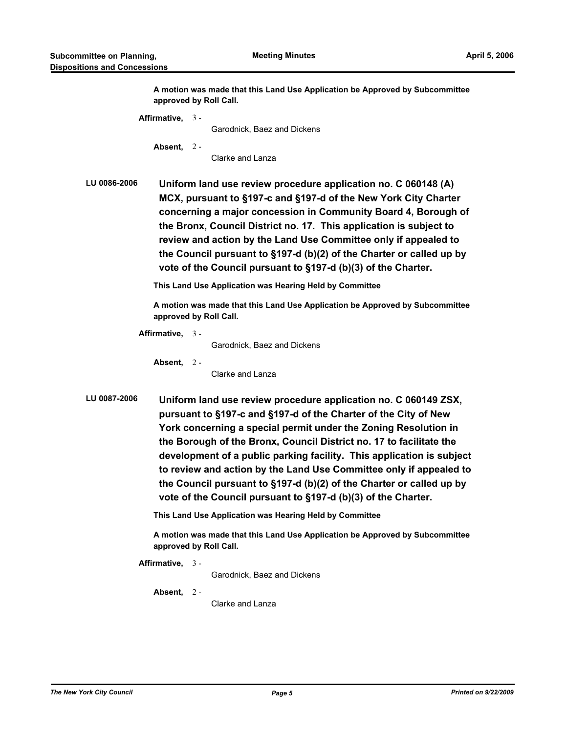**A motion was made that this Land Use Application be Approved by Subcommittee approved by Roll Call.**

**Affirmative,** 3 - Garodnick, Baez and Dickens

**Absent,** 2 - Clarke and Lanza

**LU 0086-2006** **Uniform land use review procedure application no. C 060148 (A) MCX, pursuant to §197-c and §197-d of the New York City Charter concerning a major concession in Community Board 4, Borough of the Bronx, Council District no. 17. This application is subject to review and action by the Land Use Committee only if appealed to the Council pursuant to §197-d (b)(2) of the Charter or called up by vote of the Council pursuant to §197-d (b)(3) of the Charter.**

**This Land Use Application was Hearing Held by Committee**

**A motion was made that this Land Use Application be Approved by Subcommittee approved by Roll Call.**

**Affirmative,** 3 - Garodnick, Baez and Dickens

**Absent,** 2 - Clarke and Lanza

**LU 0087-2006** **Uniform land use review procedure application no. C 060149 ZSX, pursuant to §197-c and §197-d of the Charter of the City of New York concerning a special permit under the Zoning Resolution in the Borough of the Bronx, Council District no. 17 to facilitate the development of a public parking facility. This application is subject to review and action by the Land Use Committee only if appealed to the Council pursuant to §197-d (b)(2) of the Charter or called up by vote of the Council pursuant to §197-d (b)(3) of the Charter.**

**This Land Use Application was Hearing Held by Committee**

**A motion was made that this Land Use Application be Approved by Subcommittee approved by Roll Call.**

**Affirmative,** 3 - Garodnick, Baez and Dickens

**Absent,** 2 - Clarke and Lanza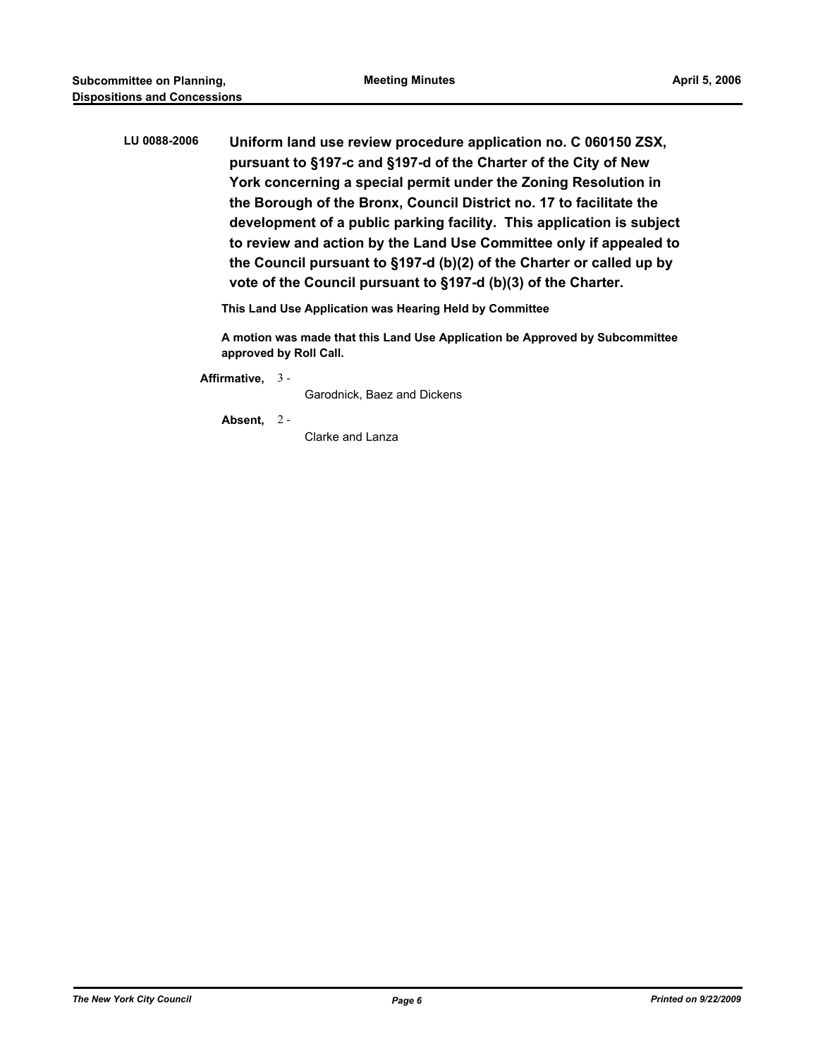**LU 0088-2006** **Uniform land use review procedure application no. C 060150 ZSX, pursuant to §197-c and §197-d of the Charter of the City of New York concerning a special permit under the Zoning Resolution in the Borough of the Bronx, Council District no. 17 to facilitate the development of a public parking facility. This application is subject to review and action by the Land Use Committee only if appealed to the Council pursuant to §197-d (b)(2) of the Charter or called up by vote of the Council pursuant to §197-d (b)(3) of the Charter.**

**This Land Use Application was Hearing Held by Committee**

**A motion was made that this Land Use Application be Approved by Subcommittee approved by Roll Call.**

**Affirmative,** 3 - Garodnick, Baez and Dickens

**Absent,** 2 - Clarke and Lanza